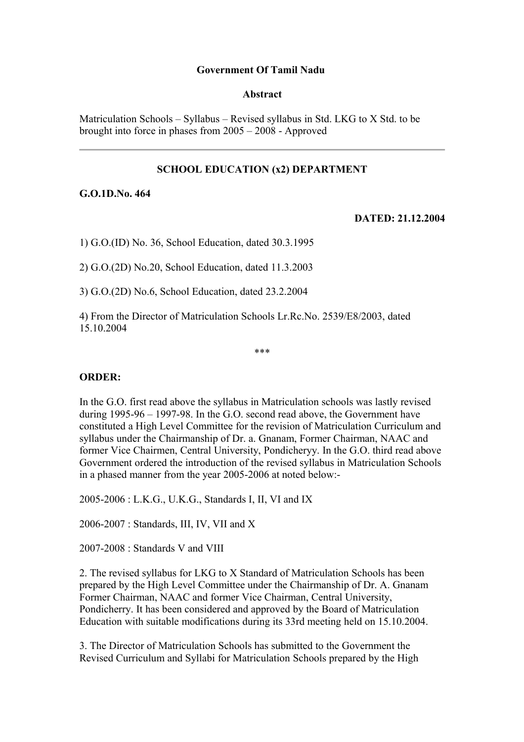**Government Of Tamil Nadu**

**Abstract**

Matriculation Schools – Syllabus – Revised syllabus in Std. LKG to X Std. to be brought into force in phases from 2005 – 2008 - Approved

---

**SCHOOL EDUCATION (x2) DEPARTMENT**

**G.O.1D.No. 464**

**DATED: 21.12.2004**

1) G.O.(ID) No. 36, School Education, dated 30.3.1995

2) G.O.(2D) No.20, School Education, dated 11.3.2003

3) G.O.(2D) No.6, School Education, dated 23.2.2004

4) From the Director of Matriculation Schools Lr.Rc.No. 2539/E8/2003, dated 15.10.2004

\*\*\*

**ORDER:**

In the G.O. first read above the syllabus in Matriculation schools was lastly revised during 1995-96 – 1997-98. In the G.O. second read above, the Government have constituted a High Level Committee for the revision of Matriculation Curriculum and syllabus under the Chairmanship of Dr. a. Gnanam, Former Chairman, NAAC and former Vice Chairmen, Central University, Pondicheryy. In the G.O. third read above Government ordered the introduction of the revised syllabus in Matriculation Schools in a phased manner from the year 2005-2006 at noted below:-

2005-2006 : L.K.G., U.K.G., Standards I, II, VI and IX

2006-2007 : Standards, III, IV, VII and X

2007-2008 : Standards V and VIII

2. The revised syllabus for LKG to X Standard of Matriculation Schools has been prepared by the High Level Committee under the Chairmanship of Dr. A. Gnanam Former Chairman, NAAC and former Vice Chairman, Central University, Pondicherry. It has been considered and approved by the Board of Matriculation Education with suitable modifications during its 33rd meeting held on 15.10.2004.

3. The Director of Matriculation Schools has submitted to the Government the Revised Curriculum and Syllabi for Matriculation Schools prepared by the High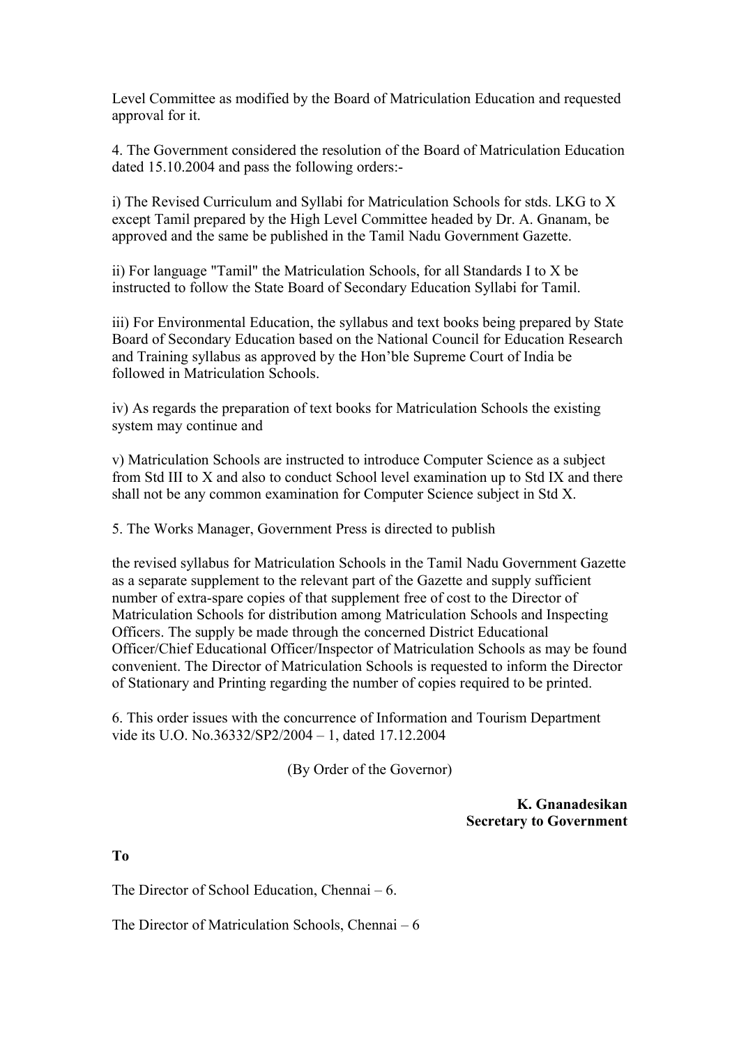Level Committee as modified by the Board of Matriculation Education and requested approval for it.

4. The Government considered the resolution of the Board of Matriculation Education dated 15.10.2004 and pass the following orders:-

i) The Revised Curriculum and Syllabi for Matriculation Schools for stds. LKG to X except Tamil prepared by the High Level Committee headed by Dr. A. Gnanam, be approved and the same be published in the Tamil Nadu Government Gazette.

ii) For language "Tamil" the Matriculation Schools, for all Standards I to X be instructed to follow the State Board of Secondary Education Syllabi for Tamil.

iii) For Environmental Education, the syllabus and text books being prepared by State Board of Secondary Education based on the National Council for Education Research and Training syllabus as approved by the Hon'ble Supreme Court of India be followed in Matriculation Schools.

iv) As regards the preparation of text books for Matriculation Schools the existing system may continue and

v) Matriculation Schools are instructed to introduce Computer Science as a subject from Std III to X and also to conduct School level examination up to Std IX and there shall not be any common examination for Computer Science subject in Std X.

5. The Works Manager, Government Press is directed to publish

the revised syllabus for Matriculation Schools in the Tamil Nadu Government Gazette as a separate supplement to the relevant part of the Gazette and supply sufficient number of extra-spare copies of that supplement free of cost to the Director of Matriculation Schools for distribution among Matriculation Schools and Inspecting Officers. The supply be made through the concerned District Educational Officer/Chief Educational Officer/Inspector of Matriculation Schools as may be found convenient. The Director of Matriculation Schools is requested to inform the Director of Stationary and Printing regarding the number of copies required to be printed.

6. This order issues with the concurrence of Information and Tourism Department vide its U.O. No.36332/SP2/2004 – 1, dated 17.12.2004

(By Order of the Governor)

**K. Gnanadesikan**
**Secretary to Government**

**To**

The Director of School Education, Chennai – 6.

The Director of Matriculation Schools, Chennai – 6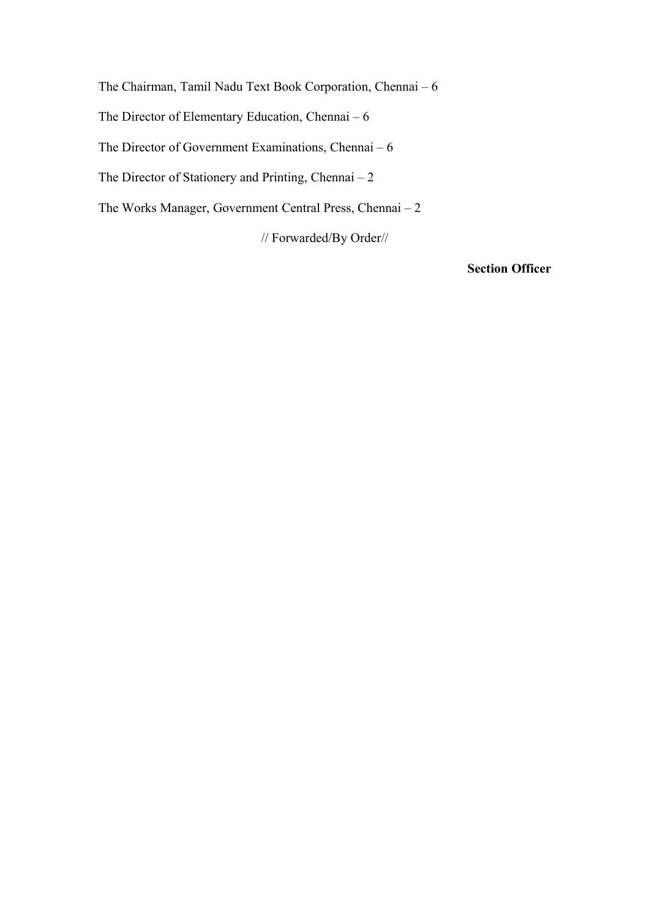The Chairman, Tamil Nadu Text Book Corporation, Chennai – 6

The Director of Elementary Education, Chennai – 6

The Director of Government Examinations, Chennai – 6

The Director of Stationery and Printing, Chennai – 2

The Works Manager, Government Central Press, Chennai – 2

// Forwarded/By Order//

**Section Officer**